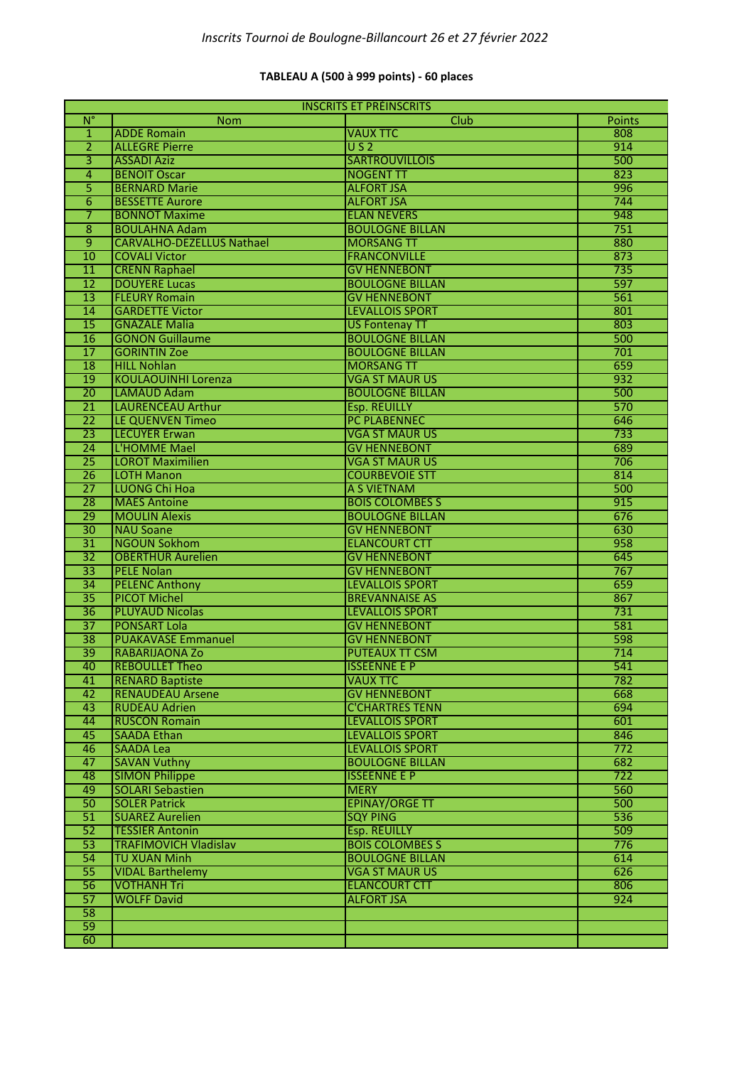*Inscrits Tournoi de Boulogne-Billancourt 26 et 27 février 2022*

**TABLEAU A (500 à 999 points) - 60 places**

| INSCRITS ET PRÉINSCRITS | | | |
|---|---|---|---|
| N° | Nom | Club | Points |
| 1 | ADDE Romain | VAUX TTC | 808 |
| 2 | ALLEGRE Pierre | U S 2 | 914 |
| 3 | ASSADI Aziz | SARTROUVILLOIS | 500 |
| 4 | BENOIT Oscar | NOGENT TT | 823 |
| 5 | BERNARD Marie | ALFORT JSA | 996 |
| 6 | BESSETTE Aurore | ALFORT JSA | 744 |
| 7 | BONNOT Maxime | ELAN NEVERS | 948 |
| 8 | BOULAHNA Adam | BOULOGNE BILLAN | 751 |
| 9 | CARVALHO-DEZELLUS Nathael | MORSANG TT | 880 |
| 10 | COVALI Victor | FRANCONVILLE | 873 |
| 11 | CRENN Raphael | GV HENNEBONT | 735 |
| 12 | DOUYERE Lucas | BOULOGNE BILLAN | 597 |
| 13 | FLEURY Romain | GV HENNEBONT | 561 |
| 14 | GARDETTE Victor | LEVALLOIS SPORT | 801 |
| 15 | GNAZALE Malia | US Fontenay TT | 803 |
| 16 | GONON Guillaume | BOULOGNE BILLAN | 500 |
| 17 | GORINTIN Zoe | BOULOGNE BILLAN | 701 |
| 18 | HILL Nohlan | MORSANG TT | 659 |
| 19 | KOULAOUINHI Lorenza | VGA ST MAUR US | 932 |
| 20 | LAMAUD Adam | BOULOGNE BILLAN | 500 |
| 21 | LAURENCEAU Arthur | Esp. REUILLY | 570 |
| 22 | LE QUENVEN Timeo | PC PLABENNEC | 646 |
| 23 | LECUYER Erwan | VGA ST MAUR US | 733 |
| 24 | L'HOMME Mael | GV HENNEBONT | 689 |
| 25 | LOROT Maximilien | VGA ST MAUR US | 706 |
| 26 | LOTH Manon | COURBEVOIE STT | 814 |
| 27 | LUONG Chi Hoa | A S VIETNAM | 500 |
| 28 | MAES Antoine | BOIS COLOMBES S | 915 |
| 29 | MOULIN Alexis | BOULOGNE BILLAN | 676 |
| 30 | NAU Soane | GV HENNEBONT | 630 |
| 31 | NGOUN Sokhom | ELANCOURT CTT | 958 |
| 32 | OBERTHUR Aurelien | GV HENNEBONT | 645 |
| 33 | PELE Nolan | GV HENNEBONT | 767 |
| 34 | PELENC Anthony | LEVALLOIS SPORT | 659 |
| 35 | PICOT Michel | BREVANNAISE AS | 867 |
| 36 | PLUYAUD Nicolas | LEVALLOIS SPORT | 731 |
| 37 | PONSART Lola | GV HENNEBONT | 581 |
| 38 | PUAKAVASE Emmanuel | GV HENNEBONT | 598 |
| 39 | RABARIJAONA Zo | PUTEAUX TT CSM | 714 |
| 40 | REBOULLET Theo | ISSEENNE E P | 541 |
| 41 | RENARD Baptiste | VAUX TTC | 782 |
| 42 | RENAUDEAU Arsene | GV HENNEBONT | 668 |
| 43 | RUDEAU Adrien | C'CHARTRES TENN | 694 |
| 44 | RUSCON Romain | LEVALLOIS SPORT | 601 |
| 45 | SAADA Ethan | LEVALLOIS SPORT | 846 |
| 46 | SAADA Lea | LEVALLOIS SPORT | 772 |
| 47 | SAVAN Vuthny | BOULOGNE BILLAN | 682 |
| 48 | SIMON Philippe | ISSEENNE E P | 722 |
| 49 | SOLARI Sebastien | MERY | 560 |
| 50 | SOLER Patrick | EPINAY/ORGE TT | 500 |
| 51 | SUAREZ Aurelien | SQY PING | 536 |
| 52 | TESSIER Antonin | Esp. REUILLY | 509 |
| 53 | TRAFIMOVICH Vladislav | BOIS COLOMBES S | 776 |
| 54 | TU XUAN Minh | BOULOGNE BILLAN | 614 |
| 55 | VIDAL Barthelemy | VGA ST MAUR US | 626 |
| 56 | VOTHANH Tri | ELANCOURT CTT | 806 |
| 57 | WOLFF David | ALFORT JSA | 924 |
| 58 | | | |
| 59 | | | |
| 60 | | | |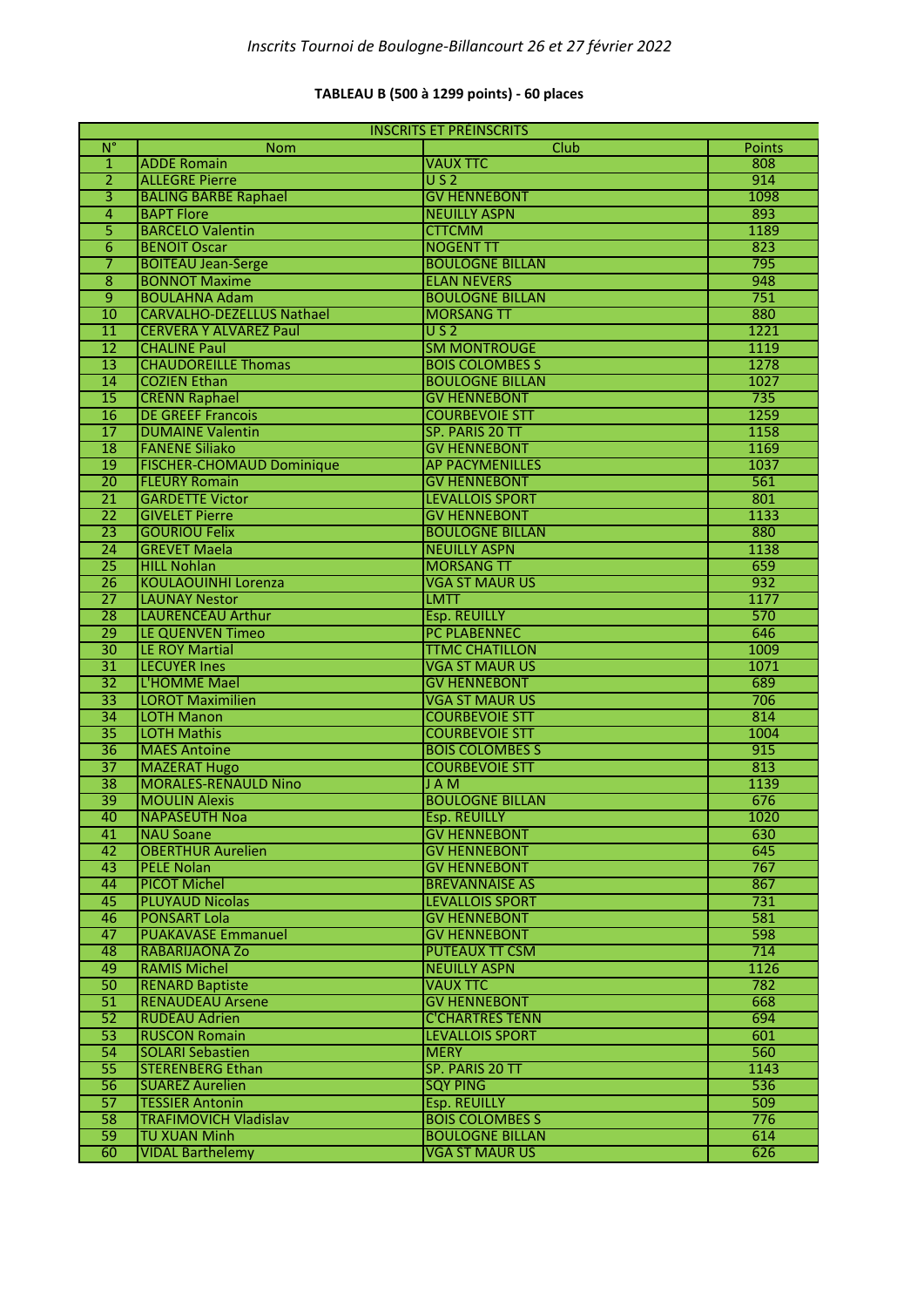*Inscrits Tournoi de Boulogne-Billancourt 26 et 27 février 2022*

**TABLEAU B (500 à 1299 points) - 60 places**

| INSCRITS ET PRÉINSCRITS | | | |
|---|---|---|---|
| N° | Nom | Club | Points |
| 1 | ADDE Romain | VAUX TTC | 808 |
| 2 | ALLEGRE Pierre | U S 2 | 914 |
| 3 | BALING BARBE Raphael | GV HENNEBONT | 1098 |
| 4 | BAPT Flore | NEUILLY ASPN | 893 |
| 5 | BARCELO Valentin | CTTCMM | 1189 |
| 6 | BENOIT Oscar | NOGENT TT | 823 |
| 7 | BOITEAU Jean-Serge | BOULOGNE BILLAN | 795 |
| 8 | BONNOT Maxime | ELAN NEVERS | 948 |
| 9 | BOULAHNA Adam | BOULOGNE BILLAN | 751 |
| 10 | CARVALHO-DEZELLUS Nathael | MORSANG TT | 880 |
| 11 | CERVERA Y ALVAREZ Paul | U S 2 | 1221 |
| 12 | CHALINE Paul | SM MONTROUGE | 1119 |
| 13 | CHAUDOREILLE Thomas | BOIS COLOMBES S | 1278 |
| 14 | COZIEN Ethan | BOULOGNE BILLAN | 1027 |
| 15 | CRENN Raphael | GV HENNEBONT | 735 |
| 16 | DE GREEF Francois | COURBEVOIE STT | 1259 |
| 17 | DUMAINE Valentin | SP. PARIS 20 TT | 1158 |
| 18 | FANENE Siliako | GV HENNEBONT | 1169 |
| 19 | FISCHER-CHOMAUD Dominique | AP PACYMENILLES | 1037 |
| 20 | FLEURY Romain | GV HENNEBONT | 561 |
| 21 | GARDETTE Victor | LEVALLOIS SPORT | 801 |
| 22 | GIVELET Pierre | GV HENNEBONT | 1133 |
| 23 | GOURIOU Felix | BOULOGNE BILLAN | 880 |
| 24 | GREVET Maela | NEUILLY ASPN | 1138 |
| 25 | HILL Nohlan | MORSANG TT | 659 |
| 26 | KOULAOUINHI Lorenza | VGA ST MAUR US | 932 |
| 27 | LAUNAY Nestor | LMTT | 1177 |
| 28 | LAURENCEAU Arthur | Esp. REUILLY | 570 |
| 29 | LE QUENVEN Timeo | PC PLABENNEC | 646 |
| 30 | LE ROY Martial | TTMC CHATILLON | 1009 |
| 31 | LECUYER Ines | VGA ST MAUR US | 1071 |
| 32 | L'HOMME Mael | GV HENNEBONT | 689 |
| 33 | LOROT Maximilien | VGA ST MAUR US | 706 |
| 34 | LOTH Manon | COURBEVOIE STT | 814 |
| 35 | LOTH Mathis | COURBEVOIE STT | 1004 |
| 36 | MAES Antoine | BOIS COLOMBES S | 915 |
| 37 | MAZERAT Hugo | COURBEVOIE STT | 813 |
| 38 | MORALES-RENAULD Nino | J A M | 1139 |
| 39 | MOULIN Alexis | BOULOGNE BILLAN | 676 |
| 40 | NAPASEUTH Noa | Esp. REUILLY | 1020 |
| 41 | NAU Soane | GV HENNEBONT | 630 |
| 42 | OBERTHUR Aurelien | GV HENNEBONT | 645 |
| 43 | PELE Nolan | GV HENNEBONT | 767 |
| 44 | PICOT Michel | BREVANNAISE AS | 867 |
| 45 | PLUYAUD Nicolas | LEVALLOIS SPORT | 731 |
| 46 | PONSART Lola | GV HENNEBONT | 581 |
| 47 | PUAKAVASE Emmanuel | GV HENNEBONT | 598 |
| 48 | RABARIJAONA Zo | PUTEAUX TT CSM | 714 |
| 49 | RAMIS Michel | NEUILLY ASPN | 1126 |
| 50 | RENARD Baptiste | VAUX TTC | 782 |
| 51 | RENAUDEAU Arsene | GV HENNEBONT | 668 |
| 52 | RUDEAU Adrien | C'CHARTRES TENN | 694 |
| 53 | RUSCON Romain | LEVALLOIS SPORT | 601 |
| 54 | SOLARI Sebastien | MERY | 560 |
| 55 | STERENBERG Ethan | SP. PARIS 20 TT | 1143 |
| 56 | SUAREZ Aurelien | SQY PING | 536 |
| 57 | TESSIER Antonin | Esp. REUILLY | 509 |
| 58 | TRAFIMOVICH Vladislav | BOIS COLOMBES S | 776 |
| 59 | TU XUAN Minh | BOULOGNE BILLAN | 614 |
| 60 | VIDAL Barthelemy | VGA ST MAUR US | 626 |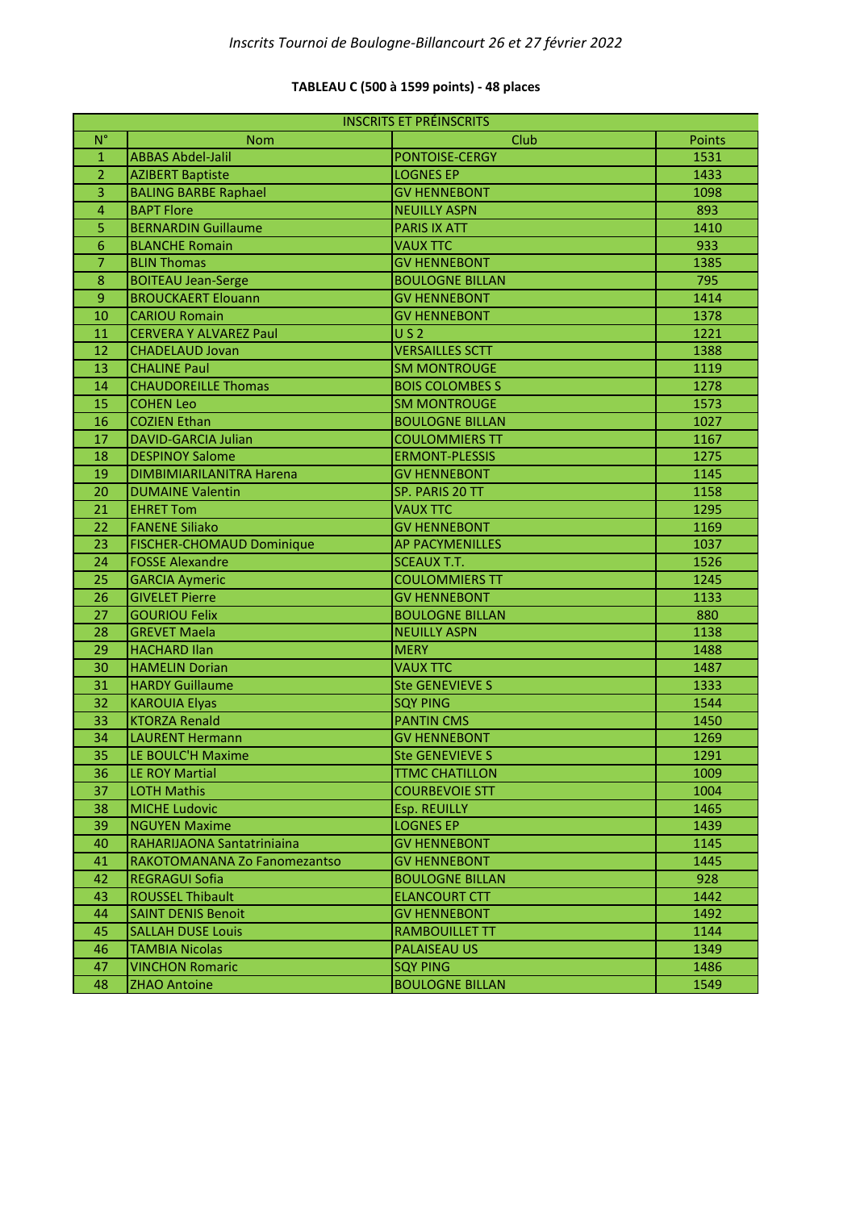*Inscrits Tournoi de Boulogne-Billancourt 26 et 27 février 2022*

**TABLEAU C (500 à 1599 points) - 48 places**

| INSCRITS ET PRÉINSCRITS | | | |
|---|---|---|---|
| N° | Nom | Club | Points |
| 1 | ABBAS Abdel-Jalil | PONTOISE-CERGY | 1531 |
| 2 | AZIBERT Baptiste | LOGNES EP | 1433 |
| 3 | BALING BARBE Raphael | GV HENNEBONT | 1098 |
| 4 | BAPT Flore | NEUILLY ASPN | 893 |
| 5 | BERNARDIN Guillaume | PARIS IX ATT | 1410 |
| 6 | BLANCHE Romain | VAUX TTC | 933 |
| 7 | BLIN Thomas | GV HENNEBONT | 1385 |
| 8 | BOITEAU Jean-Serge | BOULOGNE BILLAN | 795 |
| 9 | BROUCKAERT Elouann | GV HENNEBONT | 1414 |
| 10 | CARIOU Romain | GV HENNEBONT | 1378 |
| 11 | CERVERA Y ALVAREZ Paul | U S 2 | 1221 |
| 12 | CHADELAUD Jovan | VERSAILLES SCTT | 1388 |
| 13 | CHALINE Paul | SM MONTROUGE | 1119 |
| 14 | CHAUDOREILLE Thomas | BOIS COLOMBES S | 1278 |
| 15 | COHEN Leo | SM MONTROUGE | 1573 |
| 16 | COZIEN Ethan | BOULOGNE BILLAN | 1027 |
| 17 | DAVID-GARCIA Julian | COULOMMIERS TT | 1167 |
| 18 | DESPINOY Salome | ERMONT-PLESSIS | 1275 |
| 19 | DIMBIMIARILANITRA Harena | GV HENNEBONT | 1145 |
| 20 | DUMAINE Valentin | SP. PARIS 20 TT | 1158 |
| 21 | EHRET Tom | VAUX TTC | 1295 |
| 22 | FANENE Siliako | GV HENNEBONT | 1169 |
| 23 | FISCHER-CHOMAUD Dominique | AP PACYMENILLES | 1037 |
| 24 | FOSSE Alexandre | SCEAUX T.T. | 1526 |
| 25 | GARCIA Aymeric | COULOMMIERS TT | 1245 |
| 26 | GIVELET Pierre | GV HENNEBONT | 1133 |
| 27 | GOURIOU Felix | BOULOGNE BILLAN | 880 |
| 28 | GREVET Maela | NEUILLY ASPN | 1138 |
| 29 | HACHARD Ilan | MERY | 1488 |
| 30 | HAMELIN Dorian | VAUX TTC | 1487 |
| 31 | HARDY Guillaume | Ste GENEVIEVE S | 1333 |
| 32 | KAROUIA Elyas | SQY PING | 1544 |
| 33 | KTORZA Renald | PANTIN CMS | 1450 |
| 34 | LAURENT Hermann | GV HENNEBONT | 1269 |
| 35 | LE BOULC'H Maxime | Ste GENEVIEVE S | 1291 |
| 36 | LE ROY Martial | TTMC CHATILLON | 1009 |
| 37 | LOTH Mathis | COURBEVOIE STT | 1004 |
| 38 | MICHE Ludovic | Esp. REUILLY | 1465 |
| 39 | NGUYEN Maxime | LOGNES EP | 1439 |
| 40 | RAHARIJAONA Santatriniaina | GV HENNEBONT | 1145 |
| 41 | RAKOTOMANANA Zo Fanomezantso | GV HENNEBONT | 1445 |
| 42 | REGRAGUI Sofia | BOULOGNE BILLAN | 928 |
| 43 | ROUSSEL Thibault | ELANCOURT CTT | 1442 |
| 44 | SAINT DENIS Benoit | GV HENNEBONT | 1492 |
| 45 | SALLAH DUSE Louis | RAMBOUILLET TT | 1144 |
| 46 | TAMBIA Nicolas | PALAISEAU US | 1349 |
| 47 | VINCHON Romaric | SQY PING | 1486 |
| 48 | ZHAO Antoine | BOULOGNE BILLAN | 1549 |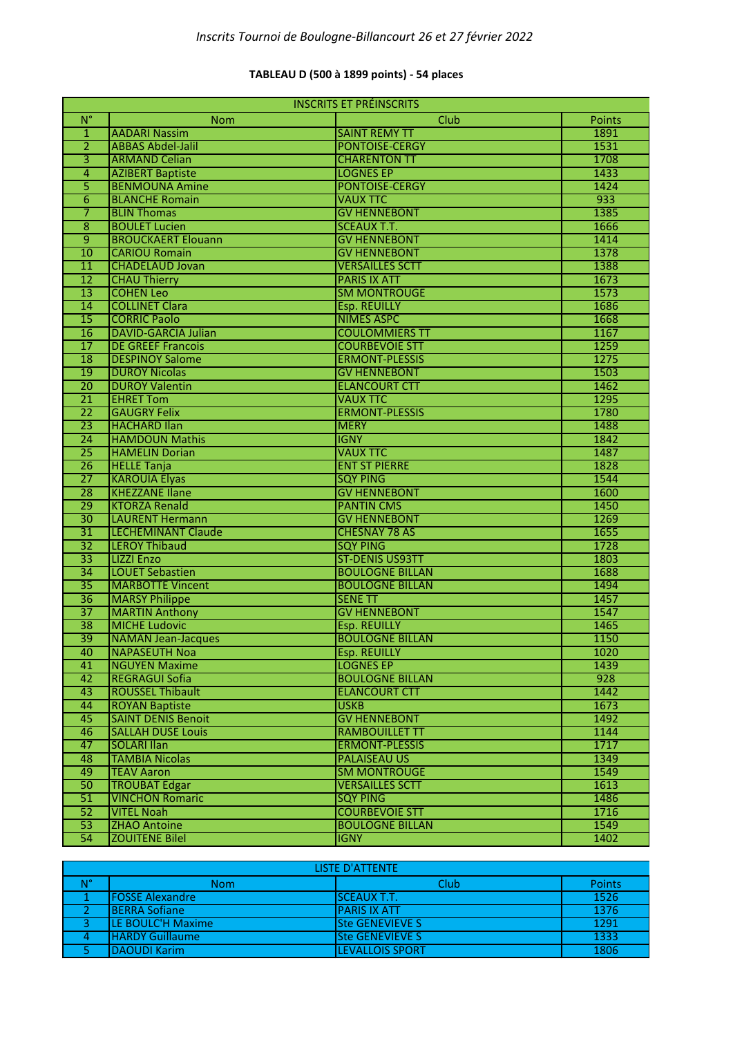*Inscrits Tournoi de Boulogne-Billancourt 26 et 27 février 2022*

**TABLEAU D (500 à 1899 points) - 54 places**

| INSCRITS ET PRÉINSCRITS | | | |
|---|---|---|---|
| N° | Nom | Club | Points |
| 1 | AADARI Nassim | SAINT REMY TT | 1891 |
| 2 | ABBAS Abdel-Jalil | PONTOISE-CERGY | 1531 |
| 3 | ARMAND Celian | CHARENTON TT | 1708 |
| 4 | AZIBERT Baptiste | LOGNES EP | 1433 |
| 5 | BENMOUNA Amine | PONTOISE-CERGY | 1424 |
| 6 | BLANCHE Romain | VAUX TTC | 933 |
| 7 | BLIN Thomas | GV HENNEBONT | 1385 |
| 8 | BOULET Lucien | SCEAUX T.T. | 1666 |
| 9 | BROUCKAERT Elouann | GV HENNEBONT | 1414 |
| 10 | CARIOU Romain | GV HENNEBONT | 1378 |
| 11 | CHADELAUD Jovan | VERSAILLES SCTT | 1388 |
| 12 | CHAU Thierry | PARIS IX ATT | 1673 |
| 13 | COHEN Leo | SM MONTROUGE | 1573 |
| 14 | COLLINET Clara | Esp. REUILLY | 1686 |
| 15 | CORRIC Paolo | NIMES ASPC | 1668 |
| 16 | DAVID-GARCIA Julian | COULOMMIERS TT | 1167 |
| 17 | DE GREEF Francois | COURBEVOIE STT | 1259 |
| 18 | DESPINOY Salome | ERMONT-PLESSIS | 1275 |
| 19 | DUROY Nicolas | GV HENNEBONT | 1503 |
| 20 | DUROY Valentin | ELANCOURT CTT | 1462 |
| 21 | EHRET Tom | VAUX TTC | 1295 |
| 22 | GAUGRY Felix | ERMONT-PLESSIS | 1780 |
| 23 | HACHARD Ilan | MERY | 1488 |
| 24 | HAMDOUN Mathis | IGNY | 1842 |
| 25 | HAMELIN Dorian | VAUX TTC | 1487 |
| 26 | HELLE Tanja | ENT ST PIERRE | 1828 |
| 27 | KAROUIA Elyas | SQY PING | 1544 |
| 28 | KHEZZANE Ilane | GV HENNEBONT | 1600 |
| 29 | KTORZA Renald | PANTIN CMS | 1450 |
| 30 | LAURENT Hermann | GV HENNEBONT | 1269 |
| 31 | LECHEMINANT Claude | CHESNAY 78 AS | 1655 |
| 32 | LEROY Thibaud | SQY PING | 1728 |
| 33 | LIZZI Enzo | ST-DENIS US93TT | 1803 |
| 34 | LOUET Sebastien | BOULOGNE BILLAN | 1688 |
| 35 | MARBOTTE Vincent | BOULOGNE BILLAN | 1494 |
| 36 | MARSY Philippe | SENE TT | 1457 |
| 37 | MARTIN Anthony | GV HENNEBONT | 1547 |
| 38 | MICHE Ludovic | Esp. REUILLY | 1465 |
| 39 | NAMAN Jean-Jacques | BOULOGNE BILLAN | 1150 |
| 40 | NAPASEUTH Noa | Esp. REUILLY | 1020 |
| 41 | NGUYEN Maxime | LOGNES EP | 1439 |
| 42 | REGRAGUI Sofia | BOULOGNE BILLAN | 928 |
| 43 | ROUSSEL Thibault | ELANCOURT CTT | 1442 |
| 44 | ROYAN Baptiste | USKB | 1673 |
| 45 | SAINT DENIS Benoit | GV HENNEBONT | 1492 |
| 46 | SALLAH DUSE Louis | RAMBOUILLET TT | 1144 |
| 47 | SOLARI Ilan | ERMONT-PLESSIS | 1717 |
| 48 | TAMBIA Nicolas | PALAISEAU US | 1349 |
| 49 | TEAV Aaron | SM MONTROUGE | 1549 |
| 50 | TROUBAT Edgar | VERSAILLES SCTT | 1613 |
| 51 | VINCHON Romaric | SQY PING | 1486 |
| 52 | VITEL Noah | COURBEVOIE STT | 1716 |
| 53 | ZHAO Antoine | BOULOGNE BILLAN | 1549 |
| 54 | ZOUITENE Bilel | IGNY | 1402 |

| LISTE D'ATTENTE | | | |
|---|---|---|---|
| N° | Nom | Club | Points |
| 1 | FOSSE Alexandre | SCEAUX T.T. | 1526 |
| 2 | BERRA Sofiane | PARIS IX ATT | 1376 |
| 3 | LE BOULC'H Maxime | Ste GENEVIEVE S | 1291 |
| 4 | HARDY Guillaume | Ste GENEVIEVE S | 1333 |
| 5 | DAOUDI Karim | LEVALLOIS SPORT | 1806 |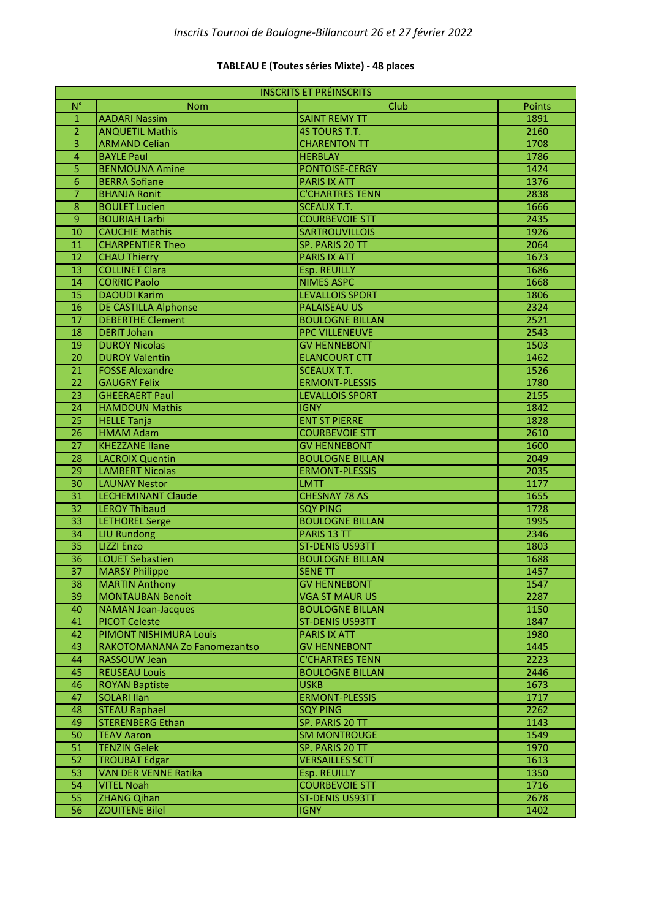*Inscrits Tournoi de Boulogne-Billancourt 26 et 27 février 2022*

**TABLEAU E (Toutes séries Mixte) - 48 places**

| INSCRITS ET PRÉINSCRITS | | | |
|---|---|---|---|
| N° | Nom | Club | Points |
| 1 | AADARI Nassim | SAINT REMY TT | 1891 |
| 2 | ANQUETIL Mathis | 4S TOURS T.T. | 2160 |
| 3 | ARMAND Celian | CHARENTON TT | 1708 |
| 4 | BAYLE Paul | HERBLAY | 1786 |
| 5 | BENMOUNA Amine | PONTOISE-CERGY | 1424 |
| 6 | BERRA Sofiane | PARIS IX ATT | 1376 |
| 7 | BHANJA Ronit | C'CHARTRES TENN | 2838 |
| 8 | BOULET Lucien | SCEAUX T.T. | 1666 |
| 9 | BOURIAH Larbi | COURBEVOIE STT | 2435 |
| 10 | CAUCHIE Mathis | SARTROUVILLOIS | 1926 |
| 11 | CHARPENTIER Theo | SP. PARIS 20 TT | 2064 |
| 12 | CHAU Thierry | PARIS IX ATT | 1673 |
| 13 | COLLINET Clara | Esp. REUILLY | 1686 |
| 14 | CORRIC Paolo | NIMES ASPC | 1668 |
| 15 | DAOUDI Karim | LEVALLOIS SPORT | 1806 |
| 16 | DE CASTILLA Alphonse | PALAISEAU US | 2324 |
| 17 | DEBERTHE Clement | BOULOGNE BILLAN | 2521 |
| 18 | DERIT Johan | PPC VILLENEUVE | 2543 |
| 19 | DUROY Nicolas | GV HENNEBONT | 1503 |
| 20 | DUROY Valentin | ELANCOURT CTT | 1462 |
| 21 | FOSSE Alexandre | SCEAUX T.T. | 1526 |
| 22 | GAUGRY Felix | ERMONT-PLESSIS | 1780 |
| 23 | GHEERAERT Paul | LEVALLOIS SPORT | 2155 |
| 24 | HAMDOUN Mathis | IGNY | 1842 |
| 25 | HELLE Tanja | ENT ST PIERRE | 1828 |
| 26 | HMAM Adam | COURBEVOIE STT | 2610 |
| 27 | KHEZZANE Ilane | GV HENNEBONT | 1600 |
| 28 | LACROIX Quentin | BOULOGNE BILLAN | 2049 |
| 29 | LAMBERT Nicolas | ERMONT-PLESSIS | 2035 |
| 30 | LAUNAY Nestor | LMTT | 1177 |
| 31 | LECHEMINANT Claude | CHESNAY 78 AS | 1655 |
| 32 | LEROY Thibaud | SQY PING | 1728 |
| 33 | LETHOREL Serge | BOULOGNE BILLAN | 1995 |
| 34 | LIU Rundong | PARIS 13 TT | 2346 |
| 35 | LIZZI Enzo | ST-DENIS US93TT | 1803 |
| 36 | LOUET Sebastien | BOULOGNE BILLAN | 1688 |
| 37 | MARSY Philippe | SENE TT | 1457 |
| 38 | MARTIN Anthony | GV HENNEBONT | 1547 |
| 39 | MONTAUBAN Benoit | VGA ST MAUR US | 2287 |
| 40 | NAMAN Jean-Jacques | BOULOGNE BILLAN | 1150 |
| 41 | PICOT Celeste | ST-DENIS US93TT | 1847 |
| 42 | PIMONT NISHIMURA Louis | PARIS IX ATT | 1980 |
| 43 | RAKOTOMANANA Zo Fanomezantso | GV HENNEBONT | 1445 |
| 44 | RASSOUW Jean | C'CHARTRES TENN | 2223 |
| 45 | REUSEAU Louis | BOULOGNE BILLAN | 2446 |
| 46 | ROYAN Baptiste | USKB | 1673 |
| 47 | SOLARI Ilan | ERMONT-PLESSIS | 1717 |
| 48 | STEAU Raphael | SQY PING | 2262 |
| 49 | STERENBERG Ethan | SP. PARIS 20 TT | 1143 |
| 50 | TEAV Aaron | SM MONTROUGE | 1549 |
| 51 | TENZIN Gelek | SP. PARIS 20 TT | 1970 |
| 52 | TROUBAT Edgar | VERSAILLES SCTT | 1613 |
| 53 | VAN DER VENNE Ratika | Esp. REUILLY | 1350 |
| 54 | VITEL Noah | COURBEVOIE STT | 1716 |
| 55 | ZHANG Qihan | ST-DENIS US93TT | 2678 |
| 56 | ZOUITENE Bilel | IGNY | 1402 |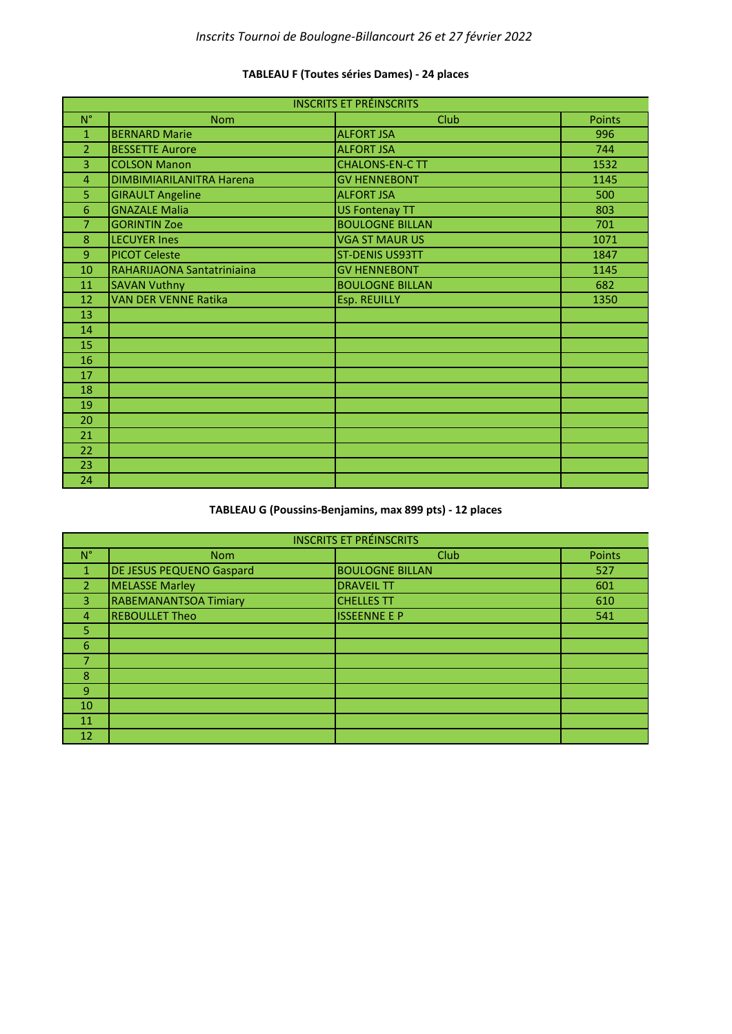*Inscrits Tournoi de Boulogne-Billancourt 26 et 27 février 2022*

**TABLEAU F (Toutes séries Dames) - 24 places**

| INSCRITS ET PRÉINSCRITS | | | |
|---|---|---|---|
| N° | Nom | Club | Points |
| 1 | BERNARD Marie | ALFORT JSA | 996 |
| 2 | BESSETTE Aurore | ALFORT JSA | 744 |
| 3 | COLSON Manon | CHALONS-EN-C TT | 1532 |
| 4 | DIMBIMIARILANITRA Harena | GV HENNEBONT | 1145 |
| 5 | GIRAULT Angeline | ALFORT JSA | 500 |
| 6 | GNAZALE Malia | US Fontenay TT | 803 |
| 7 | GORINTIN Zoe | BOULOGNE BILLAN | 701 |
| 8 | LECUYER Ines | VGA ST MAUR US | 1071 |
| 9 | PICOT Celeste | ST-DENIS US93TT | 1847 |
| 10 | RAHARIJAONA Santatriniaina | GV HENNEBONT | 1145 |
| 11 | SAVAN Vuthny | BOULOGNE BILLAN | 682 |
| 12 | VAN DER VENNE Ratika | Esp. REUILLY | 1350 |
| 13 | | | |
| 14 | | | |
| 15 | | | |
| 16 | | | |
| 17 | | | |
| 18 | | | |
| 19 | | | |
| 20 | | | |
| 21 | | | |
| 22 | | | |
| 23 | | | |
| 24 | | | |

**TABLEAU G (Poussins-Benjamins, max 899 pts) - 12 places**

| INSCRITS ET PRÉINSCRITS | | | |
|---|---|---|---|
| N° | Nom | Club | Points |
| 1 | DE JESUS PEQUENO Gaspard | BOULOGNE BILLAN | 527 |
| 2 | MELASSE Marley | DRAVEIL TT | 601 |
| 3 | RABEMANANTSOA Timiary | CHELLES TT | 610 |
| 4 | REBOULLET Theo | ISSEENNE E P | 541 |
| 5 | | | |
| 6 | | | |
| 7 | | | |
| 8 | | | |
| 9 | | | |
| 10 | | | |
| 11 | | | |
| 12 | | | |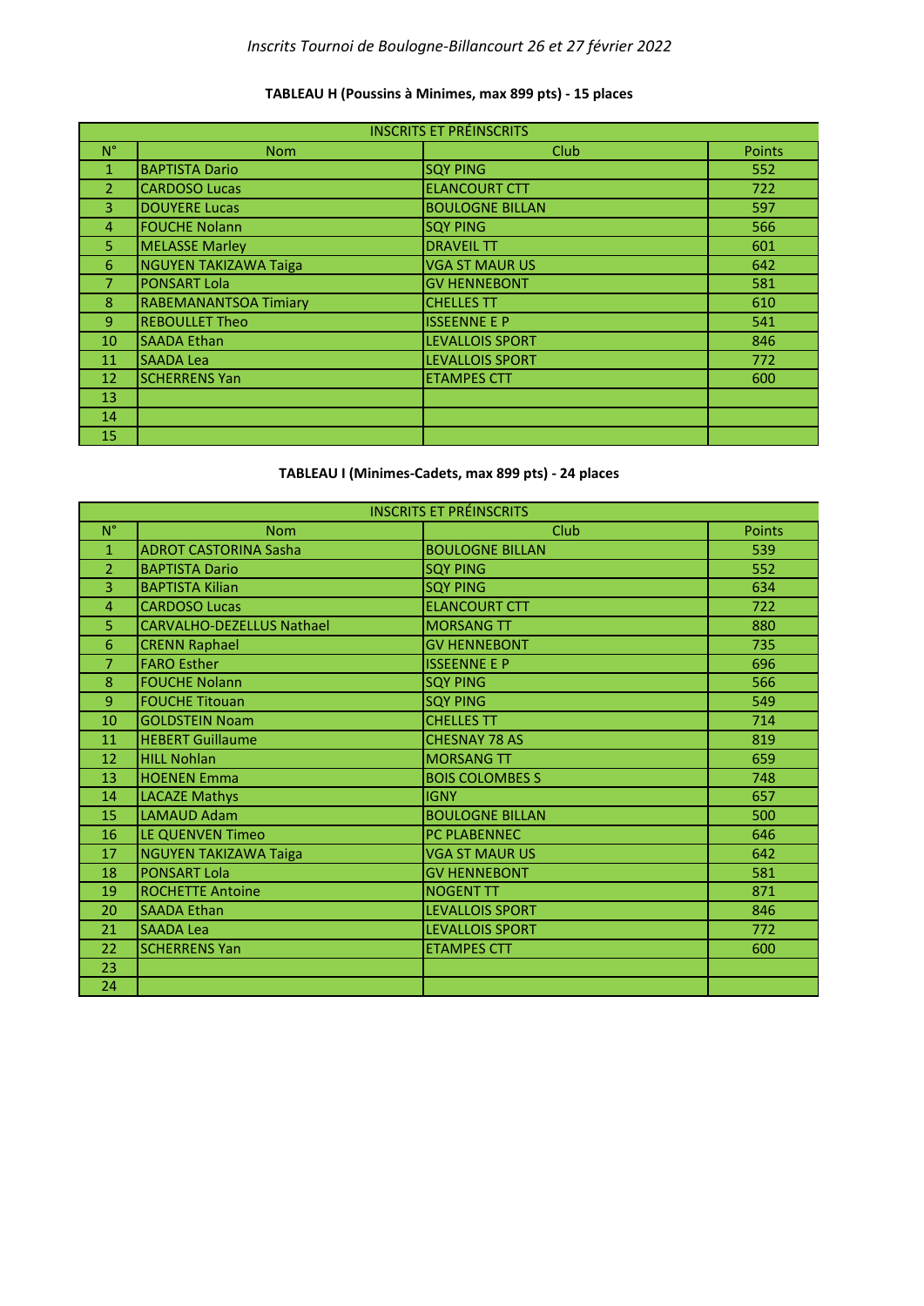*Inscrits Tournoi de Boulogne-Billancourt 26 et 27 février 2022*

**TABLEAU H (Poussins à Minimes, max 899 pts) - 15 places**

| INSCRITS ET PRÉINSCRITS | | | |
|---|---|---|---|
| N° | Nom | Club | Points |
| 1 | BAPTISTA Dario | SQY PING | 552 |
| 2 | CARDOSO Lucas | ELANCOURT CTT | 722 |
| 3 | DOUYERE Lucas | BOULOGNE BILLAN | 597 |
| 4 | FOUCHE Nolann | SQY PING | 566 |
| 5 | MELASSE Marley | DRAVEIL TT | 601 |
| 6 | NGUYEN TAKIZAWA Taiga | VGA ST MAUR US | 642 |
| 7 | PONSART Lola | GV HENNEBONT | 581 |
| 8 | RABEMANANTSOA Timiary | CHELLES TT | 610 |
| 9 | REBOULLET Theo | ISSEENNE E P | 541 |
| 10 | SAADA Ethan | LEVALLOIS SPORT | 846 |
| 11 | SAADA Lea | LEVALLOIS SPORT | 772 |
| 12 | SCHERRENS Yan | ETAMPES CTT | 600 |
| 13 | | | |
| 14 | | | |
| 15 | | | |

**TABLEAU I (Minimes-Cadets, max 899 pts) - 24 places**

| INSCRITS ET PRÉINSCRITS | | | |
|---|---|---|---|
| N° | Nom | Club | Points |
| 1 | ADROT CASTORINA Sasha | BOULOGNE BILLAN | 539 |
| 2 | BAPTISTA Dario | SQY PING | 552 |
| 3 | BAPTISTA Kilian | SQY PING | 634 |
| 4 | CARDOSO Lucas | ELANCOURT CTT | 722 |
| 5 | CARVALHO-DEZELLUS Nathael | MORSANG TT | 880 |
| 6 | CRENN Raphael | GV HENNEBONT | 735 |
| 7 | FARO Esther | ISSEENNE E P | 696 |
| 8 | FOUCHE Nolann | SQY PING | 566 |
| 9 | FOUCHE Titouan | SQY PING | 549 |
| 10 | GOLDSTEIN Noam | CHELLES TT | 714 |
| 11 | HEBERT Guillaume | CHESNAY 78 AS | 819 |
| 12 | HILL Nohlan | MORSANG TT | 659 |
| 13 | HOENEN Emma | BOIS COLOMBES S | 748 |
| 14 | LACAZE Mathys | IGNY | 657 |
| 15 | LAMAUD Adam | BOULOGNE BILLAN | 500 |
| 16 | LE QUENVEN Timeo | PC PLABENNEC | 646 |
| 17 | NGUYEN TAKIZAWA Taiga | VGA ST MAUR US | 642 |
| 18 | PONSART Lola | GV HENNEBONT | 581 |
| 19 | ROCHETTE Antoine | NOGENT TT | 871 |
| 20 | SAADA Ethan | LEVALLOIS SPORT | 846 |
| 21 | SAADA Lea | LEVALLOIS SPORT | 772 |
| 22 | SCHERRENS Yan | ETAMPES CTT | 600 |
| 23 | | | |
| 24 | | | |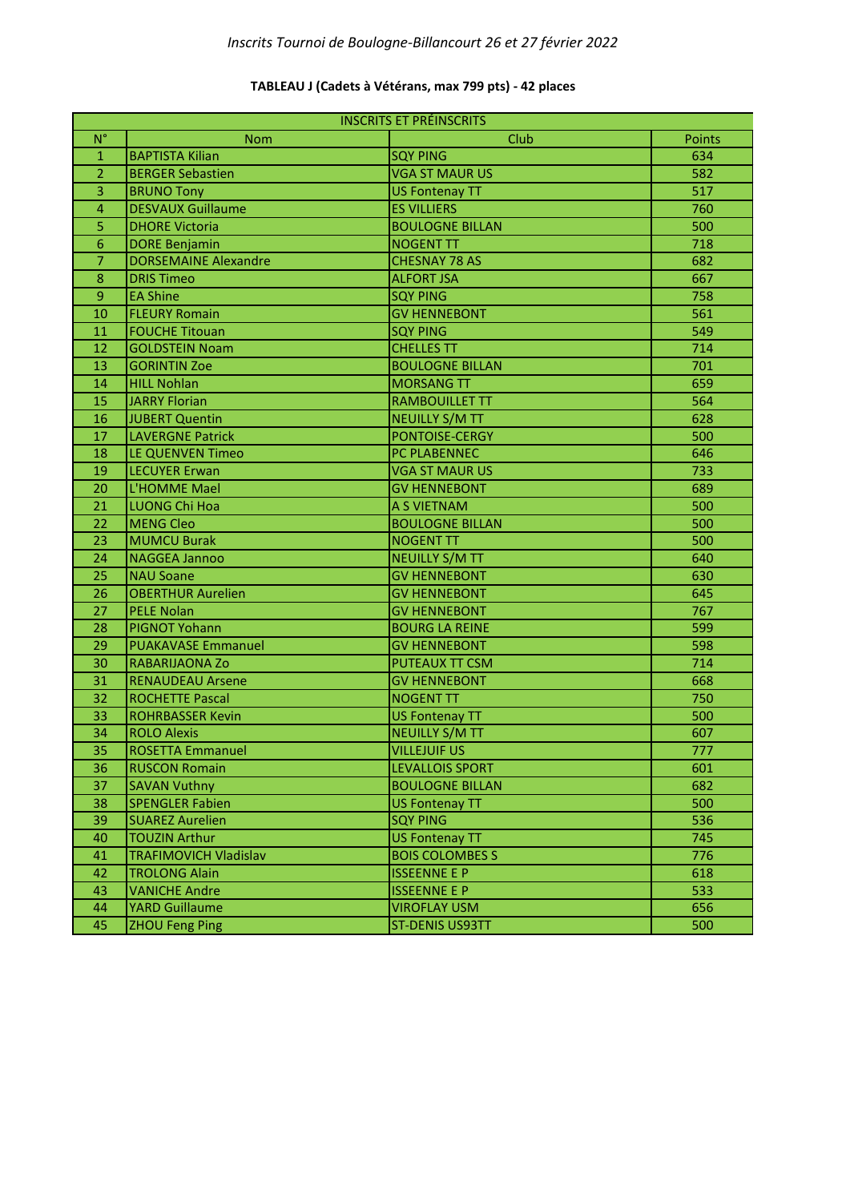*Inscrits Tournoi de Boulogne-Billancourt 26 et 27 février 2022*

**TABLEAU J (Cadets à Vétérans, max 799 pts) - 42 places**

| INSCRITS ET PRÉINSCRITS | | | |
|---|---|---|---|
| N° | Nom | Club | Points |
| 1 | BAPTISTA Kilian | SQY PING | 634 |
| 2 | BERGER Sebastien | VGA ST MAUR US | 582 |
| 3 | BRUNO Tony | US Fontenay TT | 517 |
| 4 | DESVAUX Guillaume | ES VILLIERS | 760 |
| 5 | DHORE Victoria | BOULOGNE BILLAN | 500 |
| 6 | DORE Benjamin | NOGENT TT | 718 |
| 7 | DORSEMAINE Alexandre | CHESNAY 78 AS | 682 |
| 8 | DRIS Timeo | ALFORT JSA | 667 |
| 9 | EA Shine | SQY PING | 758 |
| 10 | FLEURY Romain | GV HENNEBONT | 561 |
| 11 | FOUCHE Titouan | SQY PING | 549 |
| 12 | GOLDSTEIN Noam | CHELLES TT | 714 |
| 13 | GORINTIN Zoe | BOULOGNE BILLAN | 701 |
| 14 | HILL Nohlan | MORSANG TT | 659 |
| 15 | JARRY Florian | RAMBOUILLET TT | 564 |
| 16 | JUBERT Quentin | NEUILLY S/M TT | 628 |
| 17 | LAVERGNE Patrick | PONTOISE-CERGY | 500 |
| 18 | LE QUENVEN Timeo | PC PLABENNEC | 646 |
| 19 | LECUYER Erwan | VGA ST MAUR US | 733 |
| 20 | L'HOMME Mael | GV HENNEBONT | 689 |
| 21 | LUONG Chi Hoa | A S VIETNAM | 500 |
| 22 | MENG Cleo | BOULOGNE BILLAN | 500 |
| 23 | MUMCU Burak | NOGENT TT | 500 |
| 24 | NAGGEA Jannoo | NEUILLY S/M TT | 640 |
| 25 | NAU Soane | GV HENNEBONT | 630 |
| 26 | OBERTHUR Aurelien | GV HENNEBONT | 645 |
| 27 | PELE Nolan | GV HENNEBONT | 767 |
| 28 | PIGNOT Yohann | BOURG LA REINE | 599 |
| 29 | PUAKAVASE Emmanuel | GV HENNEBONT | 598 |
| 30 | RABARIJAONA Zo | PUTEAUX TT CSM | 714 |
| 31 | RENAUDEAU Arsene | GV HENNEBONT | 668 |
| 32 | ROCHETTE Pascal | NOGENT TT | 750 |
| 33 | ROHRBASSER Kevin | US Fontenay TT | 500 |
| 34 | ROLO Alexis | NEUILLY S/M TT | 607 |
| 35 | ROSETTA Emmanuel | VILLEJUIF US | 777 |
| 36 | RUSCON Romain | LEVALLOIS SPORT | 601 |
| 37 | SAVAN Vuthny | BOULOGNE BILLAN | 682 |
| 38 | SPENGLER Fabien | US Fontenay TT | 500 |
| 39 | SUAREZ Aurelien | SQY PING | 536 |
| 40 | TOUZIN Arthur | US Fontenay TT | 745 |
| 41 | TRAFIMOVICH Vladislav | BOIS COLOMBES S | 776 |
| 42 | TROLONG Alain | ISSEENNE E P | 618 |
| 43 | VANICHE Andre | ISSEENNE E P | 533 |
| 44 | YARD Guillaume | VIROFLAY USM | 656 |
| 45 | ZHOU Feng Ping | ST-DENIS US93TT | 500 |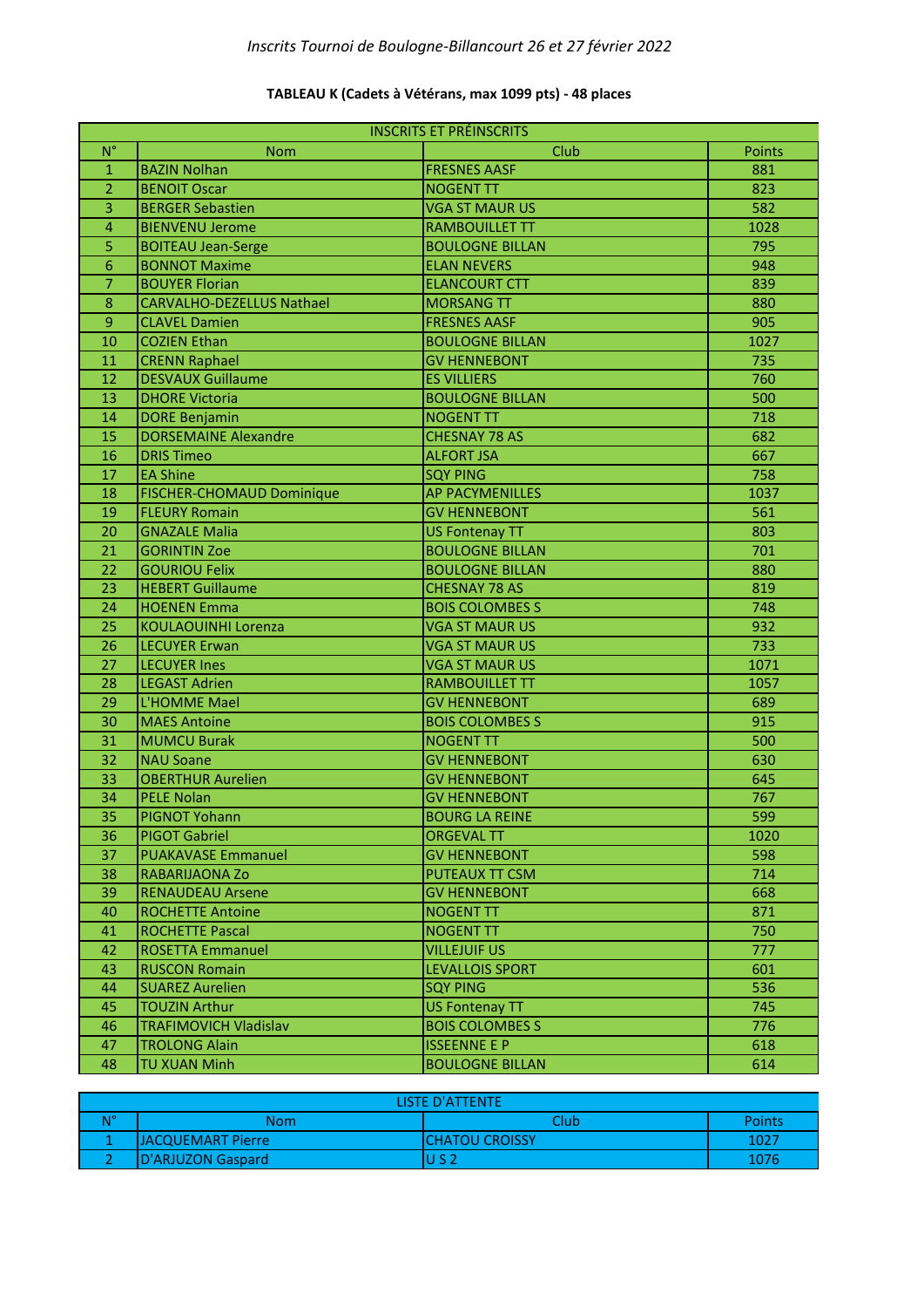*Inscrits Tournoi de Boulogne-Billancourt 26 et 27 février 2022*

**TABLEAU K (Cadets à Vétérans, max 1099 pts) - 48 places**

| INSCRITS ET PRÉINSCRITS | | | |
|---|---|---|---|
| N° | Nom | Club | Points |
| 1 | BAZIN Nolhan | FRESNES AASF | 881 |
| 2 | BENOIT Oscar | NOGENT TT | 823 |
| 3 | BERGER Sebastien | VGA ST MAUR US | 582 |
| 4 | BIENVENU Jerome | RAMBOUILLET TT | 1028 |
| 5 | BOITEAU Jean-Serge | BOULOGNE BILLAN | 795 |
| 6 | BONNOT Maxime | ELAN NEVERS | 948 |
| 7 | BOUYER Florian | ELANCOURT CTT | 839 |
| 8 | CARVALHO-DEZELLUS Nathael | MORSANG TT | 880 |
| 9 | CLAVEL Damien | FRESNES AASF | 905 |
| 10 | COZIEN Ethan | BOULOGNE BILLAN | 1027 |
| 11 | CRENN Raphael | GV HENNEBONT | 735 |
| 12 | DESVAUX Guillaume | ES VILLIERS | 760 |
| 13 | DHORE Victoria | BOULOGNE BILLAN | 500 |
| 14 | DORE Benjamin | NOGENT TT | 718 |
| 15 | DORSEMAINE Alexandre | CHESNAY 78 AS | 682 |
| 16 | DRIS Timeo | ALFORT JSA | 667 |
| 17 | EA Shine | SQY PING | 758 |
| 18 | FISCHER-CHOMAUD Dominique | AP PACYMENILLES | 1037 |
| 19 | FLEURY Romain | GV HENNEBONT | 561 |
| 20 | GNAZALE Malia | US Fontenay TT | 803 |
| 21 | GORINTIN Zoe | BOULOGNE BILLAN | 701 |
| 22 | GOURIOU Felix | BOULOGNE BILLAN | 880 |
| 23 | HEBERT Guillaume | CHESNAY 78 AS | 819 |
| 24 | HOENEN Emma | BOIS COLOMBES S | 748 |
| 25 | KOULAOUINHI Lorenza | VGA ST MAUR US | 932 |
| 26 | LECUYER Erwan | VGA ST MAUR US | 733 |
| 27 | LECUYER Ines | VGA ST MAUR US | 1071 |
| 28 | LEGAST Adrien | RAMBOUILLET TT | 1057 |
| 29 | L'HOMME Mael | GV HENNEBONT | 689 |
| 30 | MAES Antoine | BOIS COLOMBES S | 915 |
| 31 | MUMCU Burak | NOGENT TT | 500 |
| 32 | NAU Soane | GV HENNEBONT | 630 |
| 33 | OBERTHUR Aurelien | GV HENNEBONT | 645 |
| 34 | PELE Nolan | GV HENNEBONT | 767 |
| 35 | PIGNOT Yohann | BOURG LA REINE | 599 |
| 36 | PIGOT Gabriel | ORGEVAL TT | 1020 |
| 37 | PUAKAVASE Emmanuel | GV HENNEBONT | 598 |
| 38 | RABARIJAONA Zo | PUTEAUX TT CSM | 714 |
| 39 | RENAUDEAU Arsene | GV HENNEBONT | 668 |
| 40 | ROCHETTE Antoine | NOGENT TT | 871 |
| 41 | ROCHETTE Pascal | NOGENT TT | 750 |
| 42 | ROSETTA Emmanuel | VILLEJUIF US | 777 |
| 43 | RUSCON Romain | LEVALLOIS SPORT | 601 |
| 44 | SUAREZ Aurelien | SQY PING | 536 |
| 45 | TOUZIN Arthur | US Fontenay TT | 745 |
| 46 | TRAFIMOVICH Vladislav | BOIS COLOMBES S | 776 |
| 47 | TROLONG Alain | ISSEENNE E P | 618 |
| 48 | TU XUAN Minh | BOULOGNE BILLAN | 614 |

| LISTE D'ATTENTE | | | |
|---|---|---|---|
| N° | Nom | Club | Points |
| 1 | JACQUEMART Pierre | CHATOU CROISSY | 1027 |
| 2 | D'ARJUZON Gaspard | U S 2 | 1076 |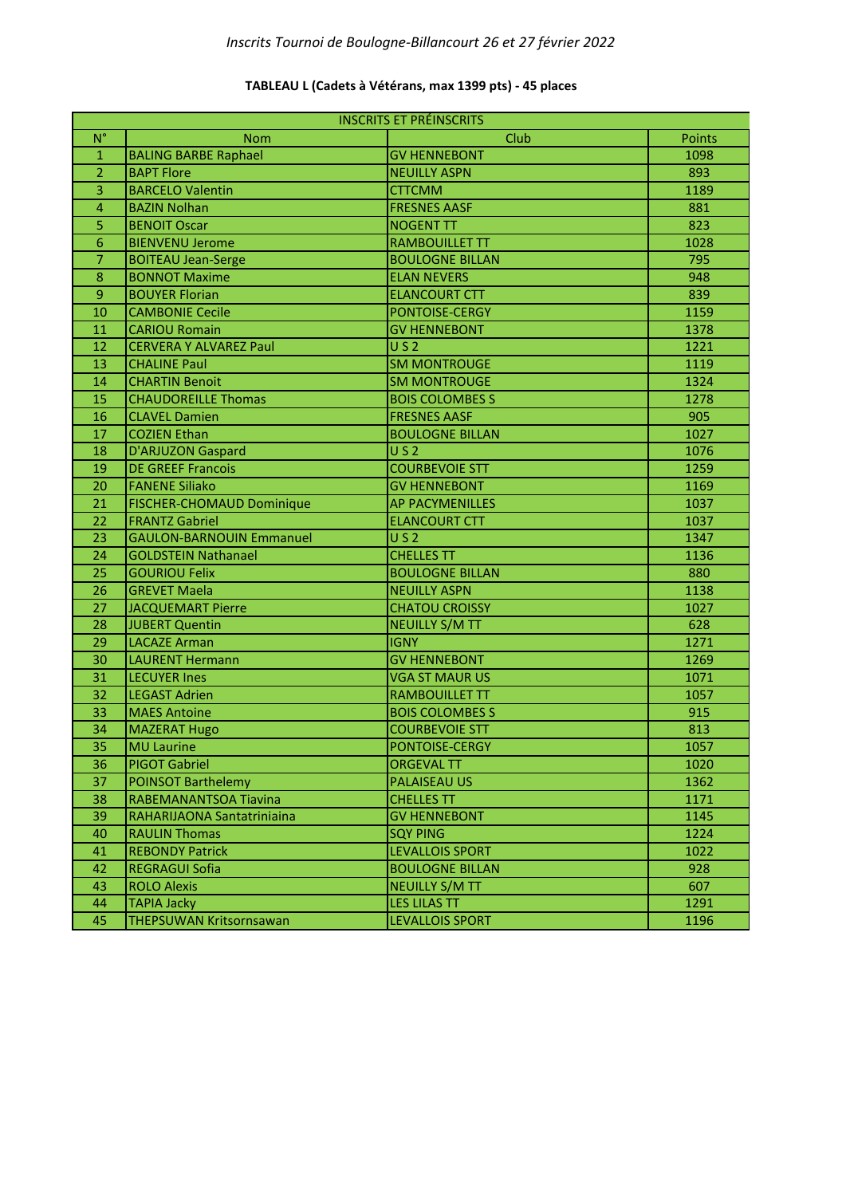*Inscrits Tournoi de Boulogne-Billancourt 26 et 27 février 2022*

**TABLEAU L (Cadets à Vétérans, max 1399 pts) - 45 places**

| INSCRITS ET PRÉINSCRITS | | | |
|---|---|---|---|
| N° | Nom | Club | Points |
| 1 | BALING BARBE Raphael | GV HENNEBONT | 1098 |
| 2 | BAPT Flore | NEUILLY ASPN | 893 |
| 3 | BARCELO Valentin | CTTCMM | 1189 |
| 4 | BAZIN Nolhan | FRESNES AASF | 881 |
| 5 | BENOIT Oscar | NOGENT TT | 823 |
| 6 | BIENVENU Jerome | RAMBOUILLET TT | 1028 |
| 7 | BOITEAU Jean-Serge | BOULOGNE BILLAN | 795 |
| 8 | BONNOT Maxime | ELAN NEVERS | 948 |
| 9 | BOUYER Florian | ELANCOURT CTT | 839 |
| 10 | CAMBONIE Cecile | PONTOISE-CERGY | 1159 |
| 11 | CARIOU Romain | GV HENNEBONT | 1378 |
| 12 | CERVERA Y ALVAREZ Paul | U S 2 | 1221 |
| 13 | CHALINE Paul | SM MONTROUGE | 1119 |
| 14 | CHARTIN Benoit | SM MONTROUGE | 1324 |
| 15 | CHAUDOREILLE Thomas | BOIS COLOMBES S | 1278 |
| 16 | CLAVEL Damien | FRESNES AASF | 905 |
| 17 | COZIEN Ethan | BOULOGNE BILLAN | 1027 |
| 18 | D'ARJUZON Gaspard | U S 2 | 1076 |
| 19 | DE GREEF Francois | COURBEVOIE STT | 1259 |
| 20 | FANENE Siliako | GV HENNEBONT | 1169 |
| 21 | FISCHER-CHOMAUD Dominique | AP PACYMENILLES | 1037 |
| 22 | FRANTZ Gabriel | ELANCOURT CTT | 1037 |
| 23 | GAULON-BARNOUIN Emmanuel | U S 2 | 1347 |
| 24 | GOLDSTEIN Nathanael | CHELLES TT | 1136 |
| 25 | GOURIOU Felix | BOULOGNE BILLAN | 880 |
| 26 | GREVET Maela | NEUILLY ASPN | 1138 |
| 27 | JACQUEMART Pierre | CHATOU CROISSY | 1027 |
| 28 | JUBERT Quentin | NEUILLY S/M TT | 628 |
| 29 | LACAZE Arman | IGNY | 1271 |
| 30 | LAURENT Hermann | GV HENNEBONT | 1269 |
| 31 | LECUYER Ines | VGA ST MAUR US | 1071 |
| 32 | LEGAST Adrien | RAMBOUILLET TT | 1057 |
| 33 | MAES Antoine | BOIS COLOMBES S | 915 |
| 34 | MAZERAT Hugo | COURBEVOIE STT | 813 |
| 35 | MU Laurine | PONTOISE-CERGY | 1057 |
| 36 | PIGOT Gabriel | ORGEVAL TT | 1020 |
| 37 | POINSOT Barthelemy | PALAISEAU US | 1362 |
| 38 | RABEMANANTSOA Tiavina | CHELLES TT | 1171 |
| 39 | RAHARIJAONA Santatriniaina | GV HENNEBONT | 1145 |
| 40 | RAULIN Thomas | SQY PING | 1224 |
| 41 | REBONDY Patrick | LEVALLOIS SPORT | 1022 |
| 42 | REGRAGUI Sofia | BOULOGNE BILLAN | 928 |
| 43 | ROLO Alexis | NEUILLY S/M TT | 607 |
| 44 | TAPIA Jacky | LES LILAS TT | 1291 |
| 45 | THEPSUWAN Kritsornsawan | LEVALLOIS SPORT | 1196 |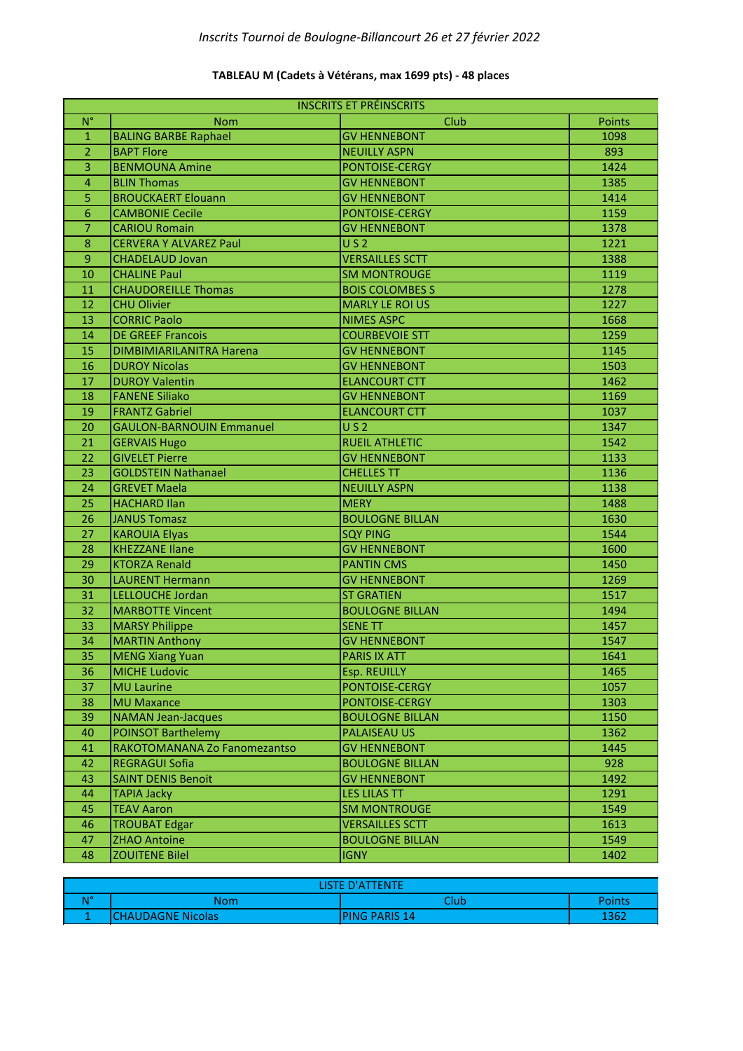*Inscrits Tournoi de Boulogne-Billancourt 26 et 27 février 2022*

**TABLEAU M (Cadets à Vétérans, max 1699 pts) - 48 places**

| INSCRITS ET PRÉINSCRITS | | | |
|---|---|---|---|
| N° | Nom | Club | Points |
| 1 | BALING BARBE Raphael | GV HENNEBONT | 1098 |
| 2 | BAPT Flore | NEUILLY ASPN | 893 |
| 3 | BENMOUNA Amine | PONTOISE-CERGY | 1424 |
| 4 | BLIN Thomas | GV HENNEBONT | 1385 |
| 5 | BROUCKAERT Elouann | GV HENNEBONT | 1414 |
| 6 | CAMBONIE Cecile | PONTOISE-CERGY | 1159 |
| 7 | CARIOU Romain | GV HENNEBONT | 1378 |
| 8 | CERVERA Y ALVAREZ Paul | U S 2 | 1221 |
| 9 | CHADELAUD Jovan | VERSAILLES SCTT | 1388 |
| 10 | CHALINE Paul | SM MONTROUGE | 1119 |
| 11 | CHAUDOREILLE Thomas | BOIS COLOMBES S | 1278 |
| 12 | CHU Olivier | MARLY LE ROI US | 1227 |
| 13 | CORRIC Paolo | NIMES ASPC | 1668 |
| 14 | DE GREEF Francois | COURBEVOIE STT | 1259 |
| 15 | DIMBIMIARILANITRA Harena | GV HENNEBONT | 1145 |
| 16 | DUROY Nicolas | GV HENNEBONT | 1503 |
| 17 | DUROY Valentin | ELANCOURT CTT | 1462 |
| 18 | FANENE Siliako | GV HENNEBONT | 1169 |
| 19 | FRANTZ Gabriel | ELANCOURT CTT | 1037 |
| 20 | GAULON-BARNOUIN Emmanuel | U S 2 | 1347 |
| 21 | GERVAIS Hugo | RUEIL ATHLETIC | 1542 |
| 22 | GIVELET Pierre | GV HENNEBONT | 1133 |
| 23 | GOLDSTEIN Nathanael | CHELLES TT | 1136 |
| 24 | GREVET Maela | NEUILLY ASPN | 1138 |
| 25 | HACHARD Ilan | MERY | 1488 |
| 26 | JANUS Tomasz | BOULOGNE BILLAN | 1630 |
| 27 | KAROUIA Elyas | SQY PING | 1544 |
| 28 | KHEZZANE Ilane | GV HENNEBONT | 1600 |
| 29 | KTORZA Renald | PANTIN CMS | 1450 |
| 30 | LAURENT Hermann | GV HENNEBONT | 1269 |
| 31 | LELLOUCHE Jordan | ST GRATIEN | 1517 |
| 32 | MARBOTTE Vincent | BOULOGNE BILLAN | 1494 |
| 33 | MARSY Philippe | SENE TT | 1457 |
| 34 | MARTIN Anthony | GV HENNEBONT | 1547 |
| 35 | MENG Xiang Yuan | PARIS IX ATT | 1641 |
| 36 | MICHE Ludovic | Esp. REUILLY | 1465 |
| 37 | MU Laurine | PONTOISE-CERGY | 1057 |
| 38 | MU Maxance | PONTOISE-CERGY | 1303 |
| 39 | NAMAN Jean-Jacques | BOULOGNE BILLAN | 1150 |
| 40 | POINSOT Barthelemy | PALAISEAU US | 1362 |
| 41 | RAKOTOMANANA Zo Fanomezantso | GV HENNEBONT | 1445 |
| 42 | REGRAGUI Sofia | BOULOGNE BILLAN | 928 |
| 43 | SAINT DENIS Benoit | GV HENNEBONT | 1492 |
| 44 | TAPIA Jacky | LES LILAS TT | 1291 |
| 45 | TEAV Aaron | SM MONTROUGE | 1549 |
| 46 | TROUBAT Edgar | VERSAILLES SCTT | 1613 |
| 47 | ZHAO Antoine | BOULOGNE BILLAN | 1549 |
| 48 | ZOUITENE Bilel | IGNY | 1402 |

| LISTE D'ATTENTE | | | |
|---|---|---|---|
| N° | Nom | Club | Points |
| 1 | CHAUDAGNE Nicolas | PING PARIS 14 | 1362 |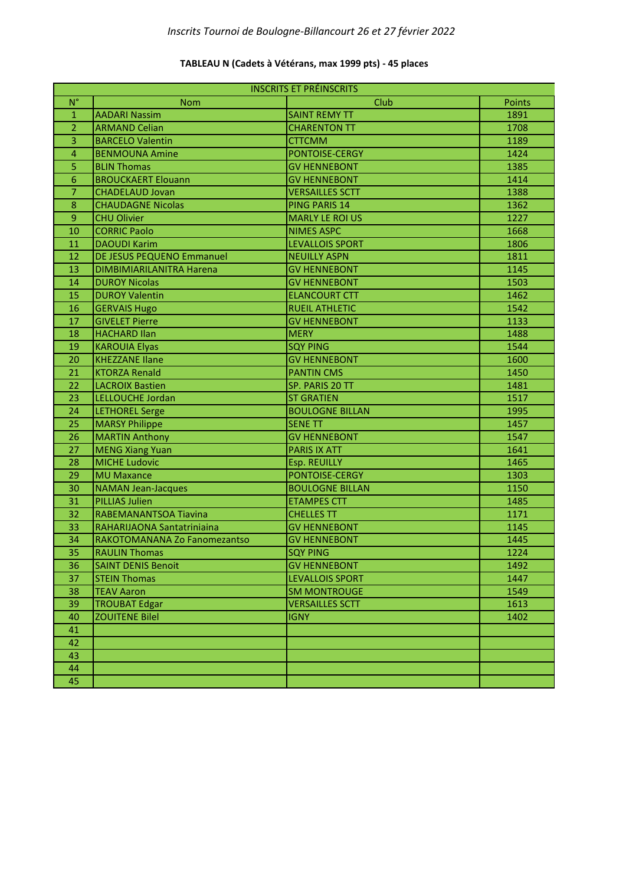*Inscrits Tournoi de Boulogne-Billancourt 26 et 27 février 2022*

**TABLEAU N (Cadets à Vétérans, max 1999 pts) - 45 places**

| INSCRITS ET PRÉINSCRITS | | | |
|---|---|---|---|
| N° | Nom | Club | Points |
| 1 | AADARI Nassim | SAINT REMY TT | 1891 |
| 2 | ARMAND Celian | CHARENTON TT | 1708 |
| 3 | BARCELO Valentin | CTTCMM | 1189 |
| 4 | BENMOUNA Amine | PONTOISE-CERGY | 1424 |
| 5 | BLIN Thomas | GV HENNEBONT | 1385 |
| 6 | BROUCKAERT Elouann | GV HENNEBONT | 1414 |
| 7 | CHADELAUD Jovan | VERSAILLES SCTT | 1388 |
| 8 | CHAUDAGNE Nicolas | PING PARIS 14 | 1362 |
| 9 | CHU Olivier | MARLY LE ROI US | 1227 |
| 10 | CORRIC Paolo | NIMES ASPC | 1668 |
| 11 | DAOUDI Karim | LEVALLOIS SPORT | 1806 |
| 12 | DE JESUS PEQUENO Emmanuel | NEUILLY ASPN | 1811 |
| 13 | DIMBIMIARILANITRA Harena | GV HENNEBONT | 1145 |
| 14 | DUROY Nicolas | GV HENNEBONT | 1503 |
| 15 | DUROY Valentin | ELANCOURT CTT | 1462 |
| 16 | GERVAIS Hugo | RUEIL ATHLETIC | 1542 |
| 17 | GIVELET Pierre | GV HENNEBONT | 1133 |
| 18 | HACHARD Ilan | MERY | 1488 |
| 19 | KAROUIA Elyas | SQY PING | 1544 |
| 20 | KHEZZANE Ilane | GV HENNEBONT | 1600 |
| 21 | KTORZA Renald | PANTIN CMS | 1450 |
| 22 | LACROIX Bastien | SP. PARIS 20 TT | 1481 |
| 23 | LELLOUCHE Jordan | ST GRATIEN | 1517 |
| 24 | LETHOREL Serge | BOULOGNE BILLAN | 1995 |
| 25 | MARSY Philippe | SENE TT | 1457 |
| 26 | MARTIN Anthony | GV HENNEBONT | 1547 |
| 27 | MENG Xiang Yuan | PARIS IX ATT | 1641 |
| 28 | MICHE Ludovic | Esp. REUILLY | 1465 |
| 29 | MU Maxance | PONTOISE-CERGY | 1303 |
| 30 | NAMAN Jean-Jacques | BOULOGNE BILLAN | 1150 |
| 31 | PILLIAS Julien | ETAMPES CTT | 1485 |
| 32 | RABEMANANTSOA Tiavina | CHELLES TT | 1171 |
| 33 | RAHARIJAONA Santatriniaina | GV HENNEBONT | 1145 |
| 34 | RAKOTOMANANA Zo Fanomezantso | GV HENNEBONT | 1445 |
| 35 | RAULIN Thomas | SQY PING | 1224 |
| 36 | SAINT DENIS Benoit | GV HENNEBONT | 1492 |
| 37 | STEIN Thomas | LEVALLOIS SPORT | 1447 |
| 38 | TEAV Aaron | SM MONTROUGE | 1549 |
| 39 | TROUBAT Edgar | VERSAILLES SCTT | 1613 |
| 40 | ZOUITENE Bilel | IGNY | 1402 |
| 41 | | | |
| 42 | | | |
| 43 | | | |
| 44 | | | |
| 45 | | | |